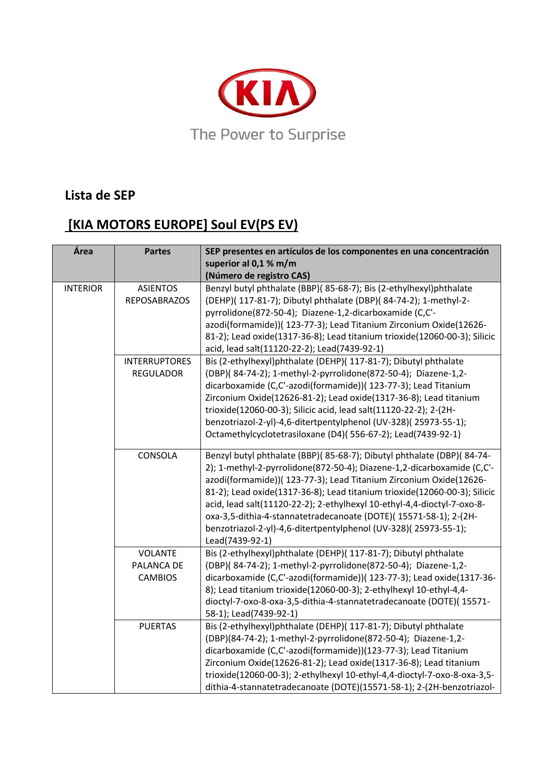The Power to Surprise

## Lista de SEP

## [KIA MOTORS EUROPE] Soul EV(PS EV)

| Área | Partes | SEP presentes en artículos de los componentes en una concentración superior al 0,1 % m/m (Número de registro CAS) |
|---|---|---|
| INTERIOR | ASIENTOS REPOSABRAZOS | Benzyl butyl phthalate (BBP)( 85-68-7); Bis (2-ethylhexyl)phthalate (DEHP)( 117-81-7); Dibutyl phthalate (DBP)( 84-74-2); 1-methyl-2-pyrrolidone(872-50-4); Diazene-1,2-dicarboxamide (C,C'-azodi(formamide))( 123-77-3); Lead Titanium Zirconium Oxide(12626-81-2); Lead oxide(1317-36-8); Lead titanium trioxide(12060-00-3); Silicic acid, lead salt(11120-22-2); Lead(7439-92-1) |
| | INTERRUPTORES REGULADOR | Bis (2-ethylhexyl)phthalate (DEHP)( 117-81-7); Dibutyl phthalate (DBP)( 84-74-2); 1-methyl-2-pyrrolidone(872-50-4); Diazene-1,2-dicarboxamide (C,C'-azodi(formamide))( 123-77-3); Lead Titanium Zirconium Oxide(12626-81-2); Lead oxide(1317-36-8); Lead titanium trioxide(12060-00-3); Silicic acid, lead salt(11120-22-2); 2-(2H-benzotriazol-2-yl)-4,6-ditertpentylphenol (UV-328)( 25973-55-1); Octamethylcyclotetrasiloxane (D4)( 556-67-2); Lead(7439-92-1) |
| | CONSOLA | Benzyl butyl phthalate (BBP)( 85-68-7); Dibutyl phthalate (DBP)( 84-74-2); 1-methyl-2-pyrrolidone(872-50-4); Diazene-1,2-dicarboxamide (C,C'-azodi(formamide))( 123-77-3); Lead Titanium Zirconium Oxide(12626-81-2); Lead oxide(1317-36-8); Lead titanium trioxide(12060-00-3); Silicic acid, lead salt(11120-22-2); 2-ethylhexyl 10-ethyl-4,4-dioctyl-7-oxo-8-oxa-3,5-dithia-4-stannatetradecanoate (DOTE)( 15571-58-1); 2-(2H-benzotriazol-2-yl)-4,6-ditertpentylphenol (UV-328)( 25973-55-1); Lead(7439-92-1) |
| | VOLANTE PALANCA DE CAMBIOS | Bis (2-ethylhexyl)phthalate (DEHP)( 117-81-7); Dibutyl phthalate (DBP)( 84-74-2); 1-methyl-2-pyrrolidone(872-50-4); Diazene-1,2-dicarboxamide (C,C'-azodi(formamide))( 123-77-3); Lead oxide(1317-36-8); Lead titanium trioxide(12060-00-3); 2-ethylhexyl 10-ethyl-4,4-dioctyl-7-oxo-8-oxa-3,5-dithia-4-stannatetradecanoate (DOTE)( 15571-58-1); Lead(7439-92-1) |
| | PUERTAS | Bis (2-ethylhexyl)phthalate (DEHP)( 117-81-7); Dibutyl phthalate (DBP)(84-74-2); 1-methyl-2-pyrrolidone(872-50-4); Diazene-1,2-dicarboxamide (C,C'-azodi(formamide))(123-77-3); Lead Titanium Zirconium Oxide(12626-81-2); Lead oxide(1317-36-8); Lead titanium trioxide(12060-00-3); 2-ethylhexyl 10-ethyl-4,4-dioctyl-7-oxo-8-oxa-3,5-dithia-4-stannatetradecanoate (DOTE)(15571-58-1); 2-(2H-benzotriazol- |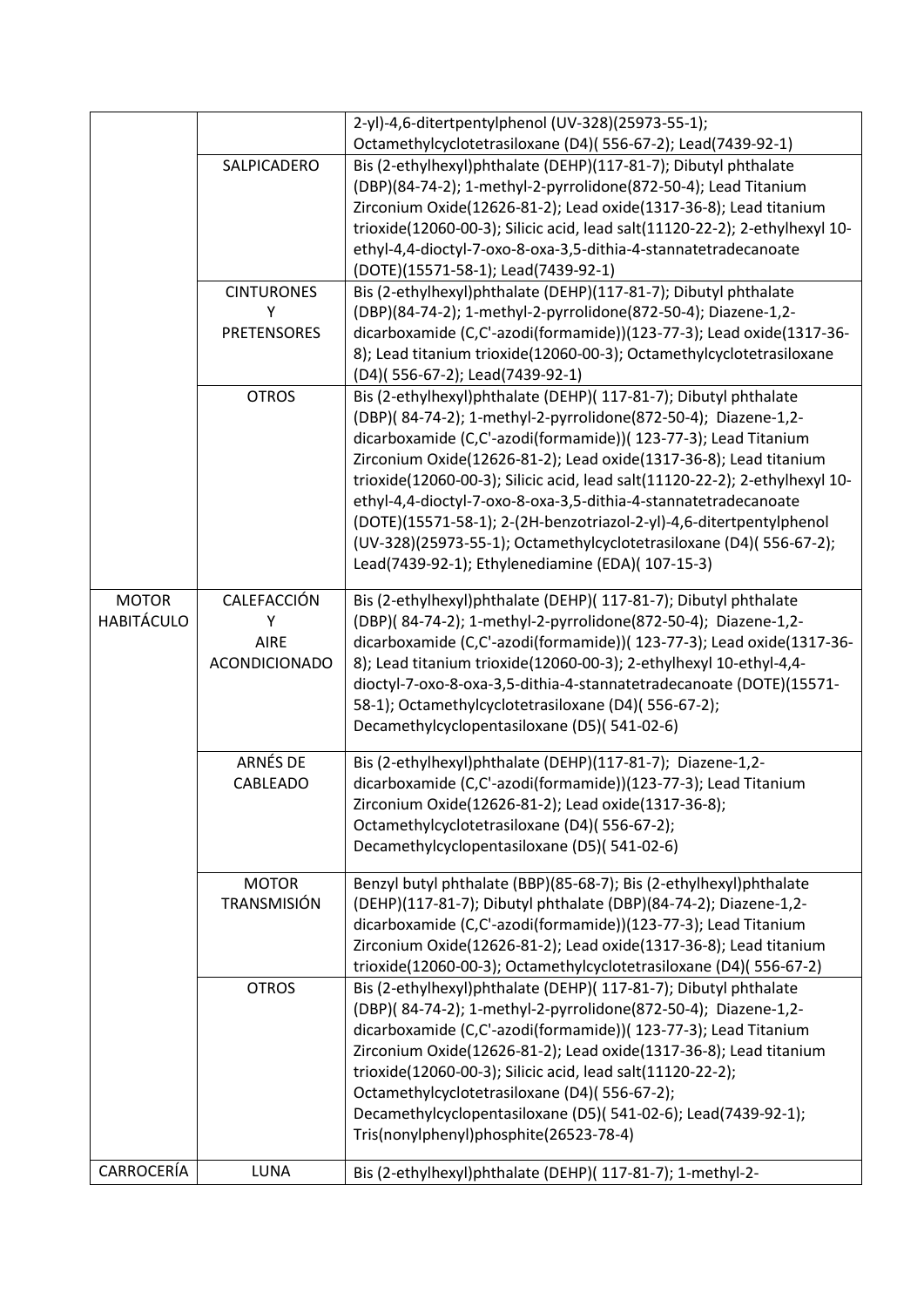| | | |
|---|---|---|
| | | 2-yl)-4,6-ditertpentylphenol (UV-328)(25973-55-1); Octamethylcyclotetrasiloxane (D4)( 556-67-2); Lead(7439-92-1) |
| | SALPICADERO | Bis (2-ethylhexyl)phthalate (DEHP)(117-81-7); Dibutyl phthalate (DBP)(84-74-2); 1-methyl-2-pyrrolidone(872-50-4); Lead Titanium Zirconium Oxide(12626-81-2); Lead oxide(1317-36-8); Lead titanium trioxide(12060-00-3); Silicic acid, lead salt(11120-22-2); 2-ethylhexyl 10-ethyl-4,4-dioctyl-7-oxo-8-oxa-3,5-dithia-4-stannatetradecanoate (DOTE)(15571-58-1); Lead(7439-92-1) |
| | CINTURONES Y PRETENSORES | Bis (2-ethylhexyl)phthalate (DEHP)(117-81-7); Dibutyl phthalate (DBP)(84-74-2); 1-methyl-2-pyrrolidone(872-50-4); Diazene-1,2-dicarboxamide (C,C'-azodi(formamide))(123-77-3); Lead oxide(1317-36-8); Lead titanium trioxide(12060-00-3); Octamethylcyclotetrasiloxane (D4)( 556-67-2); Lead(7439-92-1) |
| | OTROS | Bis (2-ethylhexyl)phthalate (DEHP)( 117-81-7); Dibutyl phthalate (DBP)( 84-74-2); 1-methyl-2-pyrrolidone(872-50-4); Diazene-1,2-dicarboxamide (C,C'-azodi(formamide))( 123-77-3); Lead Titanium Zirconium Oxide(12626-81-2); Lead oxide(1317-36-8); Lead titanium trioxide(12060-00-3); Silicic acid, lead salt(11120-22-2); 2-ethylhexyl 10-ethyl-4,4-dioctyl-7-oxo-8-oxa-3,5-dithia-4-stannatetradecanoate (DOTE)(15571-58-1); 2-(2H-benzotriazol-2-yl)-4,6-ditertpentylphenol (UV-328)(25973-55-1); Octamethylcyclotetrasiloxane (D4)( 556-67-2); Lead(7439-92-1); Ethylenediamine (EDA)( 107-15-3) |
| MOTOR HABITÁCULO | CALEFACCIÓN Y AIRE ACONDICIONADO | Bis (2-ethylhexyl)phthalate (DEHP)( 117-81-7); Dibutyl phthalate (DBP)( 84-74-2); 1-methyl-2-pyrrolidone(872-50-4); Diazene-1,2-dicarboxamide (C,C'-azodi(formamide))( 123-77-3); Lead oxide(1317-36-8); Lead titanium trioxide(12060-00-3); 2-ethylhexyl 10-ethyl-4,4-dioctyl-7-oxo-8-oxa-3,5-dithia-4-stannatetradecanoate (DOTE)(15571-58-1); Octamethylcyclotetrasiloxane (D4)( 556-67-2); Decamethylcyclopentasiloxane (D5)( 541-02-6) |
| | ARNÉS DE CABLEADO | Bis (2-ethylhexyl)phthalate (DEHP)(117-81-7); Diazene-1,2-dicarboxamide (C,C'-azodi(formamide))(123-77-3); Lead Titanium Zirconium Oxide(12626-81-2); Lead oxide(1317-36-8); Octamethylcyclotetrasiloxane (D4)( 556-67-2); Decamethylcyclopentasiloxane (D5)( 541-02-6) |
| | MOTOR TRANSMISIÓN | Benzyl butyl phthalate (BBP)(85-68-7); Bis (2-ethylhexyl)phthalate (DEHP)(117-81-7); Dibutyl phthalate (DBP)(84-74-2); Diazene-1,2-dicarboxamide (C,C'-azodi(formamide))(123-77-3); Lead Titanium Zirconium Oxide(12626-81-2); Lead oxide(1317-36-8); Lead titanium trioxide(12060-00-3); Octamethylcyclotetrasiloxane (D4)( 556-67-2) |
| | OTROS | Bis (2-ethylhexyl)phthalate (DEHP)( 117-81-7); Dibutyl phthalate (DBP)( 84-74-2); 1-methyl-2-pyrrolidone(872-50-4); Diazene-1,2-dicarboxamide (C,C'-azodi(formamide))( 123-77-3); Lead Titanium Zirconium Oxide(12626-81-2); Lead oxide(1317-36-8); Lead titanium trioxide(12060-00-3); Silicic acid, lead salt(11120-22-2); Octamethylcyclotetrasiloxane (D4)( 556-67-2); Decamethylcyclopentasiloxane (D5)( 541-02-6); Lead(7439-92-1); Tris(nonylphenyl)phosphite(26523-78-4) |
| CARROCERÍA | LUNA | Bis (2-ethylhexyl)phthalate (DEHP)( 117-81-7); 1-methyl-2- |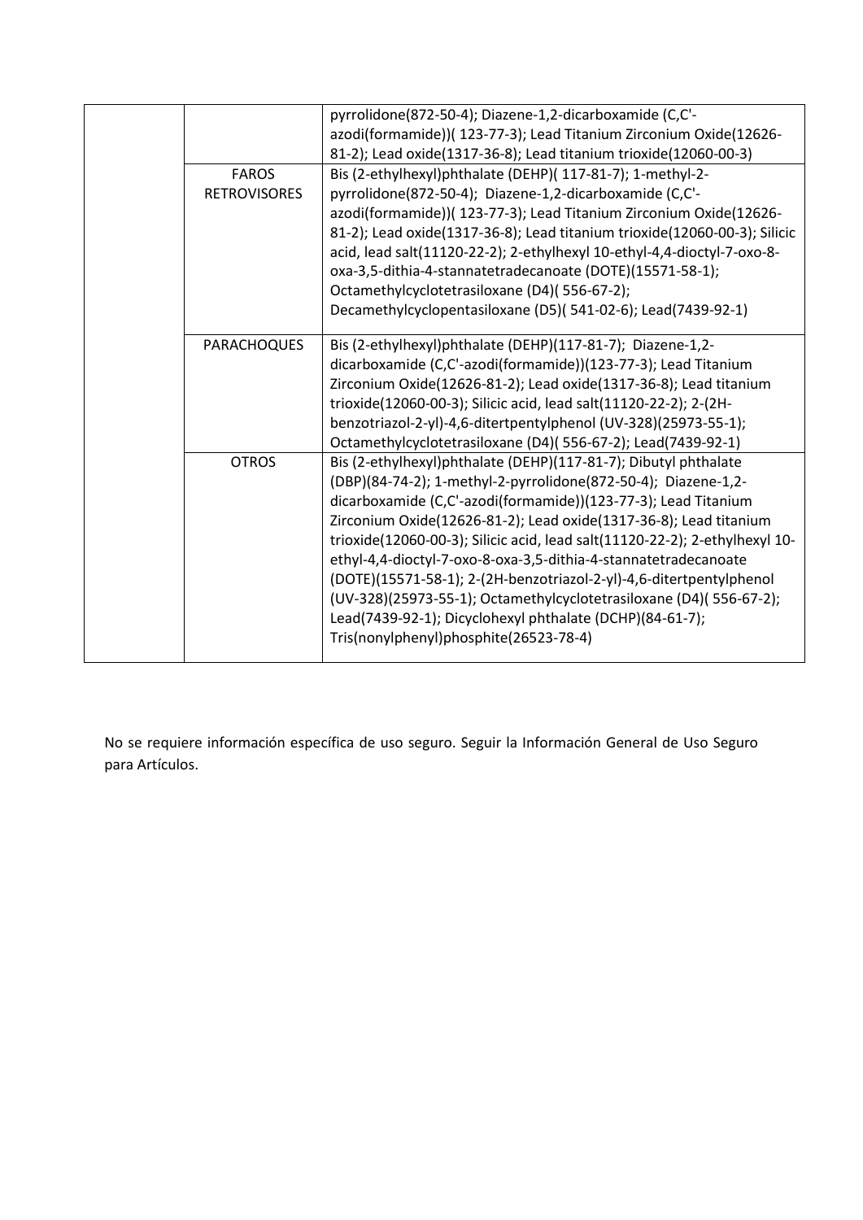| | | |
|---|---|---|
| | | pyrrolidone(872-50-4); Diazene-1,2-dicarboxamide (C,C'-azodi(formamide))( 123-77-3); Lead Titanium Zirconium Oxide(12626-81-2); Lead oxide(1317-36-8); Lead titanium trioxide(12060-00-3) |
| | FAROS RETROVISORES | Bis (2-ethylhexyl)phthalate (DEHP)( 117-81-7); 1-methyl-2-pyrrolidone(872-50-4); Diazene-1,2-dicarboxamide (C,C'-azodi(formamide))( 123-77-3); Lead Titanium Zirconium Oxide(12626-81-2); Lead oxide(1317-36-8); Lead titanium trioxide(12060-00-3); Silicic acid, lead salt(11120-22-2); 2-ethylhexyl 10-ethyl-4,4-dioctyl-7-oxo-8-oxa-3,5-dithia-4-stannatetradecanoate (DOTE)(15571-58-1); Octamethylcyclotetrasiloxane (D4)( 556-67-2); Decamethylcyclopentasiloxane (D5)( 541-02-6); Lead(7439-92-1) |
| | PARACHOQUES | Bis (2-ethylhexyl)phthalate (DEHP)(117-81-7); Diazene-1,2-dicarboxamide (C,C'-azodi(formamide))(123-77-3); Lead Titanium Zirconium Oxide(12626-81-2); Lead oxide(1317-36-8); Lead titanium trioxide(12060-00-3); Silicic acid, lead salt(11120-22-2); 2-(2H-benzotriazol-2-yl)-4,6-ditertpentylphenol (UV-328)(25973-55-1); Octamethylcyclotetrasiloxane (D4)( 556-67-2); Lead(7439-92-1) |
| | OTROS | Bis (2-ethylhexyl)phthalate (DEHP)(117-81-7); Dibutyl phthalate (DBP)(84-74-2); 1-methyl-2-pyrrolidone(872-50-4); Diazene-1,2-dicarboxamide (C,C'-azodi(formamide))(123-77-3); Lead Titanium Zirconium Oxide(12626-81-2); Lead oxide(1317-36-8); Lead titanium trioxide(12060-00-3); Silicic acid, lead salt(11120-22-2); 2-ethylhexyl 10-ethyl-4,4-dioctyl-7-oxo-8-oxa-3,5-dithia-4-stannatetradecanoate (DOTE)(15571-58-1); 2-(2H-benzotriazol-2-yl)-4,6-ditertpentylphenol (UV-328)(25973-55-1); Octamethylcyclotetrasiloxane (D4)( 556-67-2); Lead(7439-92-1); Dicyclohexyl phthalate (DCHP)(84-61-7); Tris(nonylphenyl)phosphite(26523-78-4) |

No se requiere información específica de uso seguro. Seguir la Información General de Uso Seguro para Artículos.